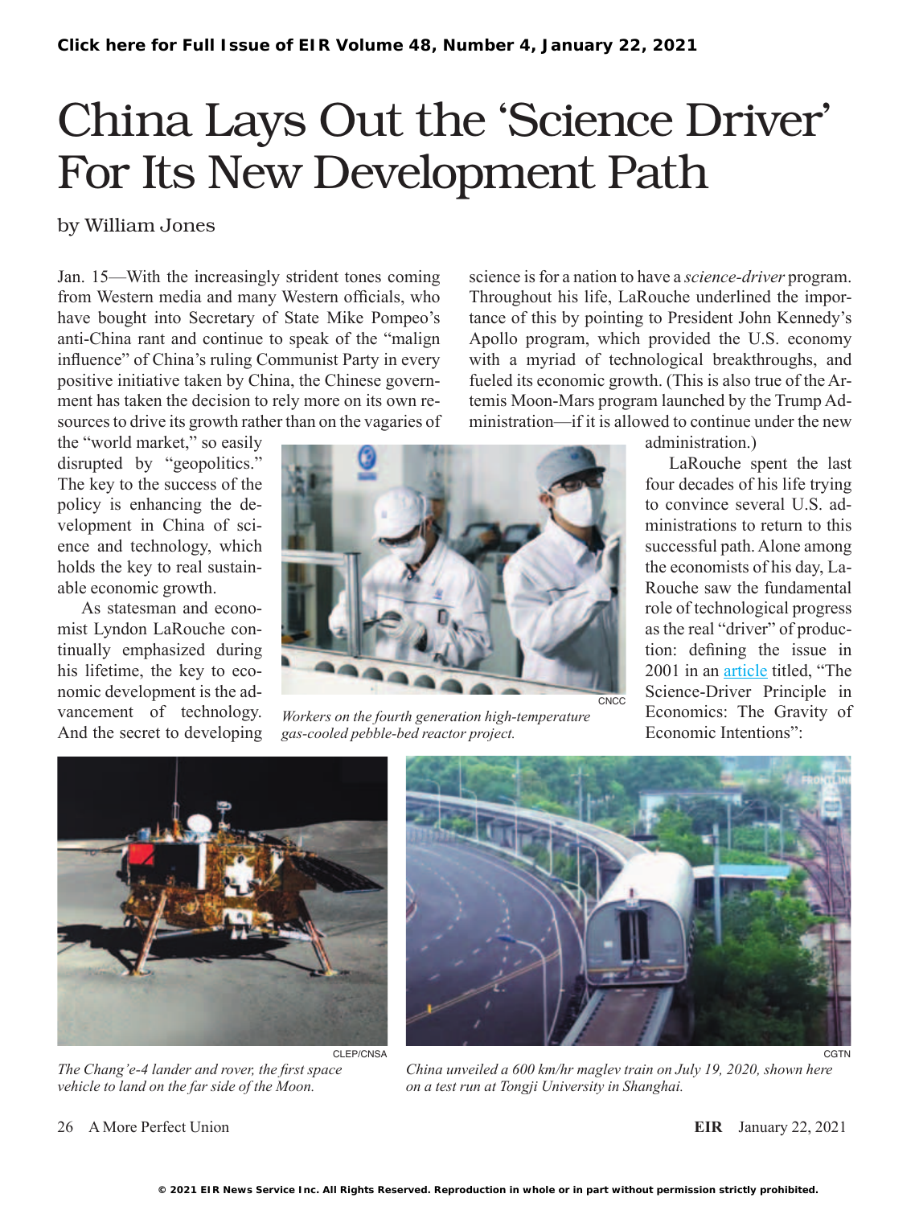Click here for Full Issue of EIR Volume 48, Number 4, January 22, 2021

# China Lays Out the 'Science Driver' For Its New Development Path

by William Jones

Jan. 15—With the increasingly strident tones coming from Western media and many Western officials, who have bought into Secretary of State Mike Pompeo's anti-China rant and continue to speak of the "malign influence" of China's ruling Communist Party in every positive initiative taken by China, the Chinese government has taken the decision to rely more on its own resources to drive its growth rather than on the vagaries of the "world market," so easily disrupted by "geopolitics." The key to the success of the policy is enhancing the development in China of science and technology, which holds the key to real sustainable economic growth.

As statesman and economist Lyndon LaRouche continually emphasized during his lifetime, the key to economic development is the advancement of technology. And the secret to developing science is for a nation to have a *science-driver* program. Throughout his life, LaRouche underlined the importance of this by pointing to President John Kennedy's Apollo program, which provided the U.S. economy with a myriad of technological breakthroughs, and fueled its economic growth. (This is also true of the Artemis Moon-Mars program launched by the Trump Administration—if it is allowed to continue under the new administration.)

LaRouche spent the last four decades of his life trying to convince several U.S. administrations to return to this successful path. Alone among the economists of his day, LaRouche saw the fundamental role of technological progress as the real "driver" of production: defining the issue in 2001 in an article titled, "The Science-Driver Principle in Economics: The Gravity of Economic Intentions":

CNCC

*Workers on the fourth generation high-temperature gas-cooled pebble-bed reactor project.*

CLEP/CNSA

*The Chang'e-4 lander and rover, the first space vehicle to land on the far side of the Moon.*

CGTN

*China unveiled a 600 km/hr maglev train on July 19, 2020, shown here on a test run at Tongji University in Shanghai.*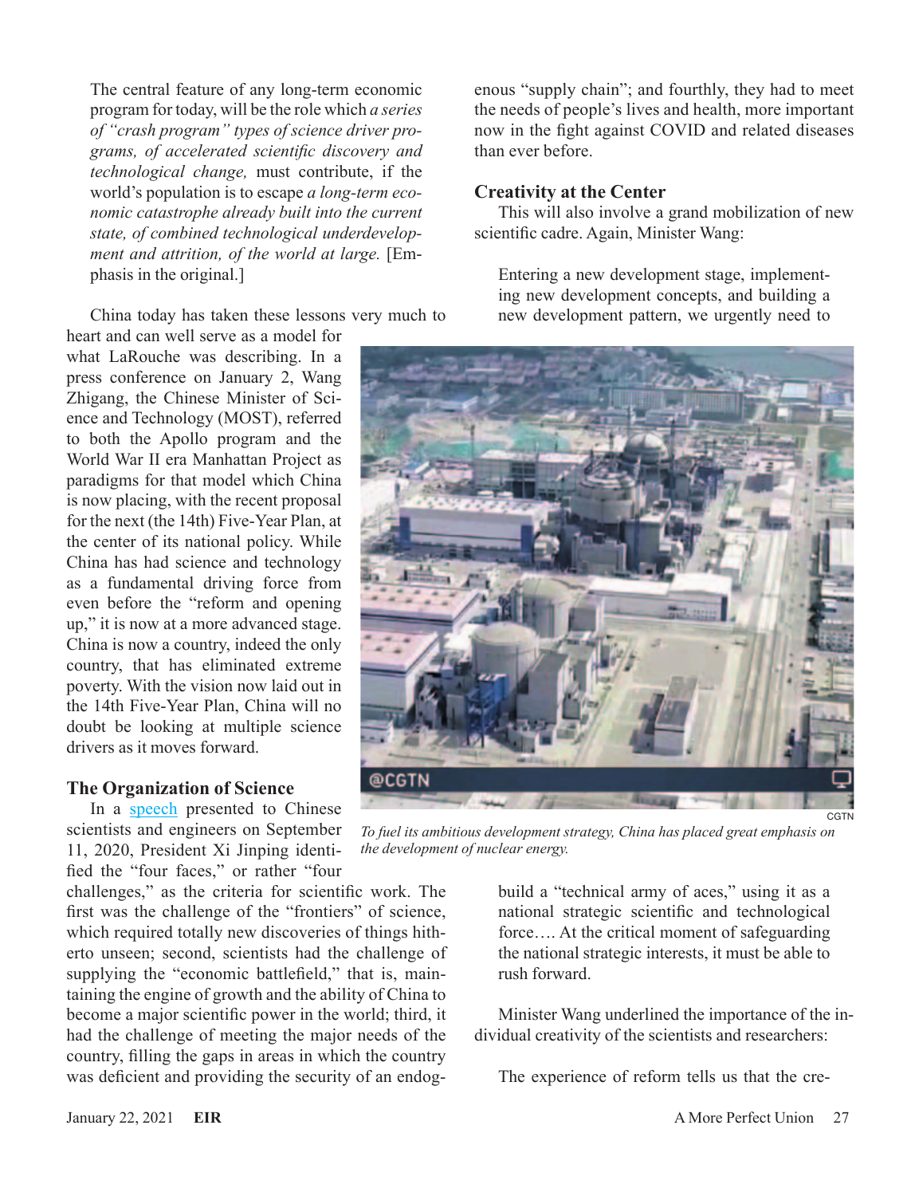> The central feature of any long-term economic program for today, will be the role which *a series of "crash program" types of science driver programs, of accelerated scientific discovery and technological change,* must contribute, if the world's population is to escape *a long-term economic catastrophe already built into the current state, of combined technological underdevelopment and attrition, of the world at large.* [Emphasis in the original.]

China today has taken these lessons very much to heart and can well serve as a model for what LaRouche was describing. In a press conference on January 2, Wang Zhigang, the Chinese Minister of Science and Technology (MOST), referred to both the Apollo program and the World War II era Manhattan Project as paradigms for that model which China is now placing, with the recent proposal for the next (the 14th) Five-Year Plan, at the center of its national policy. While China has had science and technology as a fundamental driving force from even before the "reform and opening up," it is now at a more advanced stage. China is now a country, indeed the only country, that has eliminated extreme poverty. With the vision now laid out in the 14th Five-Year Plan, China will no doubt be looking at multiple science drivers as it moves forward.

## The Organization of Science

In a speech presented to Chinese scientists and engineers on September 11, 2020, President Xi Jinping identified the "four faces," or rather "four challenges," as the criteria for scientific work. The first was the challenge of the "frontiers" of science, which required totally new discoveries of things hitherto unseen; second, scientists had the challenge of supplying the "economic battlefield," that is, maintaining the engine of growth and the ability of China to become a major scientific power in the world; third, it had the challenge of meeting the major needs of the country, filling the gaps in areas in which the country was deficient and providing the security of an endogenous "supply chain"; and fourthly, they had to meet the needs of people's lives and health, more important now in the fight against COVID and related diseases than ever before.

CGTN

*To fuel its ambitious development strategy, China has placed great emphasis on the development of nuclear energy.*

## Creativity at the Center

This will also involve a grand mobilization of new scientific cadre. Again, Minister Wang:

> Entering a new development stage, implementing new development concepts, and building a new development pattern, we urgently need to build a "technical army of aces," using it as a national strategic scientific and technological force.... At the critical moment of safeguarding the national strategic interests, it must be able to rush forward.

Minister Wang underlined the importance of the individual creativity of the scientists and researchers:

> The experience of reform tells us that the cre-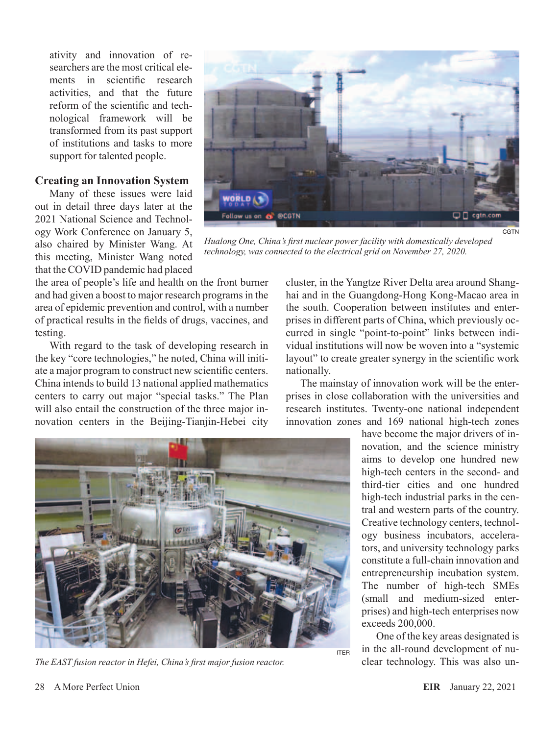ativity and innovation of researchers are the most critical elements in scientific research activities, and that the future reform of the scientific and technological framework will be transformed from its past support of institutions and tasks to more support for talented people.

*Hualong One, China's first nuclear power facility with domestically developed technology, was connected to the electrical grid on November 27, 2020.*

## Creating an Innovation System

Many of these issues were laid out in detail three days later at the 2021 National Science and Technology Work Conference on January 5, also chaired by Minister Wang. At this meeting, Minister Wang noted that the COVID pandemic had placed the area of people's life and health on the front burner and had given a boost to major research programs in the area of epidemic prevention and control, with a number of practical results in the fields of drugs, vaccines, and testing.

With regard to the task of developing research in the key "core technologies," he noted, China will initiate a major program to construct new scientific centers. China intends to build 13 national applied mathematics centers to carry out major "special tasks." The Plan will also entail the construction of the three major innovation centers in the Beijing-Tianjin-Hebei city cluster, in the Yangtze River Delta area around Shanghai and in the Guangdong-Hong Kong-Macao area in the south. Cooperation between institutes and enterprises in different parts of China, which previously occurred in single "point-to-point" links between individual institutions will now be woven into a "systemic layout" to create greater synergy in the scientific work nationally.

The mainstay of innovation work will be the enterprises in close collaboration with the universities and research institutes. Twenty-one national independent innovation zones and 169 national high-tech zones have become the major drivers of innovation, and the science ministry aims to develop one hundred new high-tech centers in the second- and third-tier cities and one hundred high-tech industrial parks in the central and western parts of the country. Creative technology centers, technology business incubators, accelerators, and university technology parks constitute a full-chain innovation and entrepreneurship incubation system. The number of high-tech SMEs (small and medium-sized enterprises) and high-tech enterprises now exceeds 200,000.

*The EAST fusion reactor in Hefei, China's first major fusion reactor.*

One of the key areas designated is in the all-round development of nuclear technology. This was also un-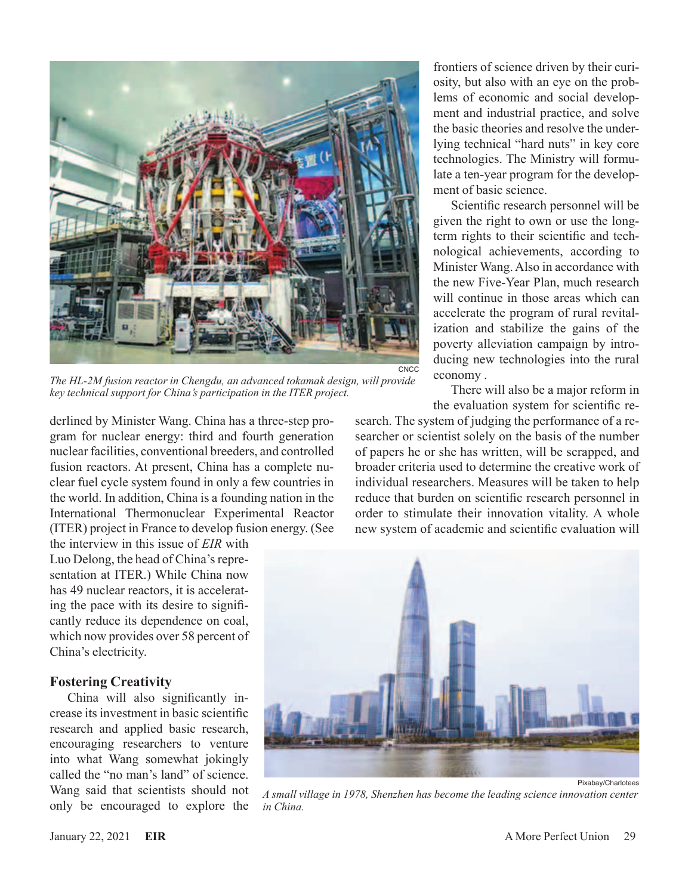derlined by Minister Wang. China has a three-step program for nuclear energy: third and fourth generation nuclear facilities, conventional breeders, and controlled fusion reactors. At present, China has a complete nuclear fuel cycle system found in only a few countries in the world. In addition, China is a founding nation in the International Thermonuclear Experimental Reactor (ITER) project in France to develop fusion energy. (See the interview in this issue of *EIR* with Luo Delong, the head of China's representation at ITER.) While China now has 49 nuclear reactors, it is accelerating the pace with its desire to significantly reduce its dependence on coal, which now provides over 58 percent of China's electricity.

CNCC

*The HL-2M fusion reactor in Chengdu, an advanced tokamak design, will provide key technical support for China's participation in the ITER project.*

### Fostering Creativity

China will also significantly increase its investment in basic scientific research and applied basic research, encouraging researchers to venture into what Wang somewhat jokingly called the "no man's land" of science. Wang said that scientists should not only be encouraged to explore the frontiers of science driven by their curiosity, but also with an eye on the problems of economic and social development and industrial practice, and solve the basic theories and resolve the underlying technical "hard nuts" in key core technologies. The Ministry will formulate a ten-year program for the development of basic science.

Scientific research personnel will be given the right to own or use the long-term rights to their scientific and technological achievements, according to Minister Wang. Also in accordance with the new Five-Year Plan, much research will continue in those areas which can accelerate the program of rural revitalization and stabilize the gains of the poverty alleviation campaign by introducing new technologies into the rural economy .

There will also be a major reform in the evaluation system for scientific research. The system of judging the performance of a researcher or scientist solely on the basis of the number of papers he or she has written, will be scrapped, and broader criteria used to determine the creative work of individual researchers. Measures will be taken to help reduce that burden on scientific research personnel in order to stimulate their innovation vitality. A whole new system of academic and scientific evaluation will

Pixabay/Charlotees

*A small village in 1978, Shenzhen has become the leading science innovation center in China.*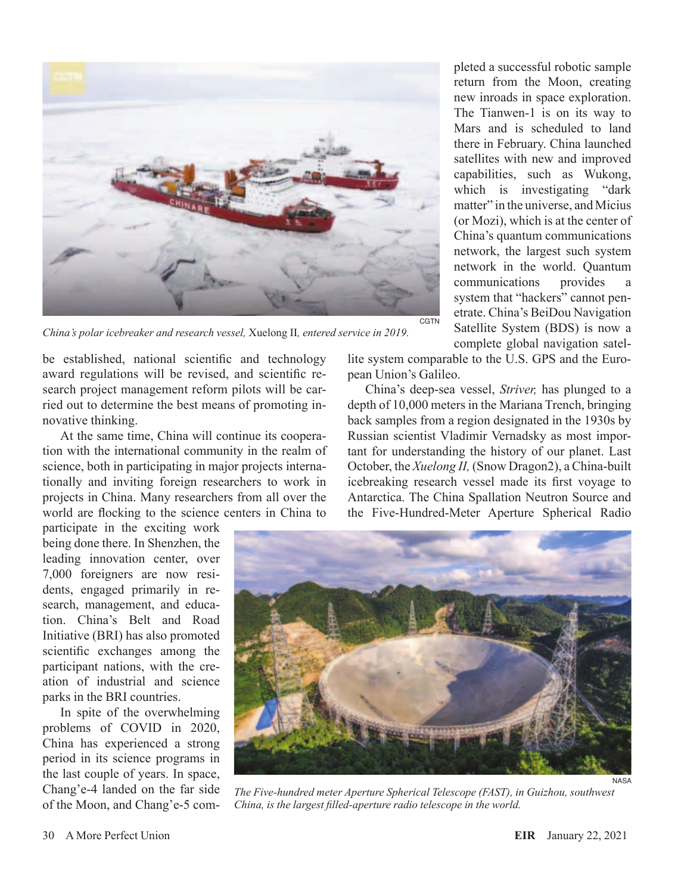*China's polar icebreaker and research vessel,* Xuelong II*, entered service in 2019.*

be established, national scientific and technology award regulations will be revised, and scientific research project management reform pilots will be carried out to determine the best means of promoting innovative thinking.

At the same time, China will continue its cooperation with the international community in the realm of science, both in participating in major projects internationally and inviting foreign researchers to work in projects in China. Many researchers from all over the world are flocking to the science centers in China to participate in the exciting work being done there. In Shenzhen, the leading innovation center, over 7,000 foreigners are now residents, engaged primarily in research, management, and education. China's Belt and Road Initiative (BRI) has also promoted scientific exchanges among the participant nations, with the creation of industrial and science parks in the BRI countries.

In spite of the overwhelming problems of COVID in 2020, China has experienced a strong period in its science programs in the last couple of years. In space, Chang'e-4 landed on the far side of the Moon, and Chang'e-5 completed a successful robotic sample return from the Moon, creating new inroads in space exploration. The Tianwen-1 is on its way to Mars and is scheduled to land there in February. China launched satellites with new and improved capabilities, such as Wukong, which is investigating "dark matter" in the universe, and Micius (or Mozi), which is at the center of China's quantum communications network, the largest such system network in the world. Quantum communications provides a system that "hackers" cannot penetrate. China's BeiDou Navigation Satellite System (BDS) is now a complete global navigation satellite system comparable to the U.S. GPS and the European Union's Galileo.

China's deep-sea vessel, *Striver,* has plunged to a depth of 10,000 meters in the Mariana Trench, bringing back samples from a region designated in the 1930s by Russian scientist Vladimir Vernadsky as most important for understanding the history of our planet. Last October, the *Xuelong II,* (Snow Dragon2), a China-built icebreaking research vessel made its first voyage to Antarctica. The China Spallation Neutron Source and the Five-Hundred-Meter Aperture Spherical Radio

*The Five-hundred meter Aperture Spherical Telescope (FAST), in Guizhou, southwest China, is the largest filled-aperture radio telescope in the world.*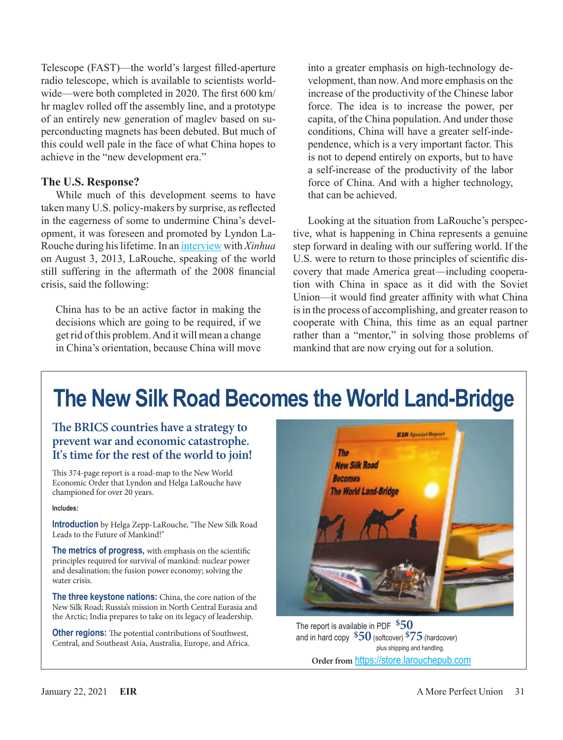Telescope (FAST)—the world's largest filled-aperture radio telescope, which is available to scientists worldwide—were both completed in 2020. The first 600 km/hr maglev rolled off the assembly line, and a prototype of an entirely new generation of maglev based on superconducting magnets has been debuted. But much of this could well pale in the face of what China hopes to achieve in the "new development era."

### The U.S. Response?

While much of this development seems to have taken many U.S. policy-makers by surprise, as reflected in the eagerness of some to undermine China's development, it was foreseen and promoted by Lyndon LaRouche during his lifetime. In an interview with *Xinhua* on August 3, 2013, LaRouche, speaking of the world still suffering in the aftermath of the 2008 financial crisis, said the following:

> China has to be an active factor in making the decisions which are going to be required, if we get rid of this problem. And it will mean a change in China's orientation, because China will move into a greater emphasis on high-technology development, than now. And more emphasis on the increase of the productivity of the Chinese labor force. The idea is to increase the power, per capita, of the China population. And under those conditions, China will have a greater self-independence, which is a very important factor. This is not to depend entirely on exports, but to have a self-increase of the productivity of the labor force of China. And with a higher technology, that can be achieved.

Looking at the situation from LaRouche's perspective, what is happening in China represents a genuine step forward in dealing with our suffering world. If the U.S. were to return to those principles of scientific discovery that made America great—including cooperation with China in space as it did with the Soviet Union—it would find greater affinity with what China is in the process of accomplishing, and greater reason to cooperate with China, this time as an equal partner rather than a "mentor," in solving those problems of mankind that are now crying out for a solution.

---

## The New Silk Road Becomes the World Land-Bridge

**The BRICS countries have a strategy to prevent war and economic catastrophe. It's time for the rest of the world to join!**

This 374-page report is a road-map to the New World Economic Order that Lyndon and Helga LaRouche have championed for over 20 years.

**Includes:**

**Introduction** by Helga Zepp-LaRouche, "The New Silk Road Leads to the Future of Mankind!"

**The metrics of progress,** with emphasis on the scientific principles required for survival of mankind: nuclear power and desalination; the fusion power economy; solving the water crisis.

**The three keystone nations:** China, the core nation of the New Silk Road; Russia's mission in North Central Eurasia and the Arctic; India prepares to take on its legacy of leadership.

**Other regions:** The potential contributions of Southwest, Central, and Southeast Asia, Australia, Europe, and Africa.

The report is available in PDF $50
and in hard copy $50 (softcover) $75 (hardcover)
plus shipping and handling.

**Order from** https://store.larouchepub.com